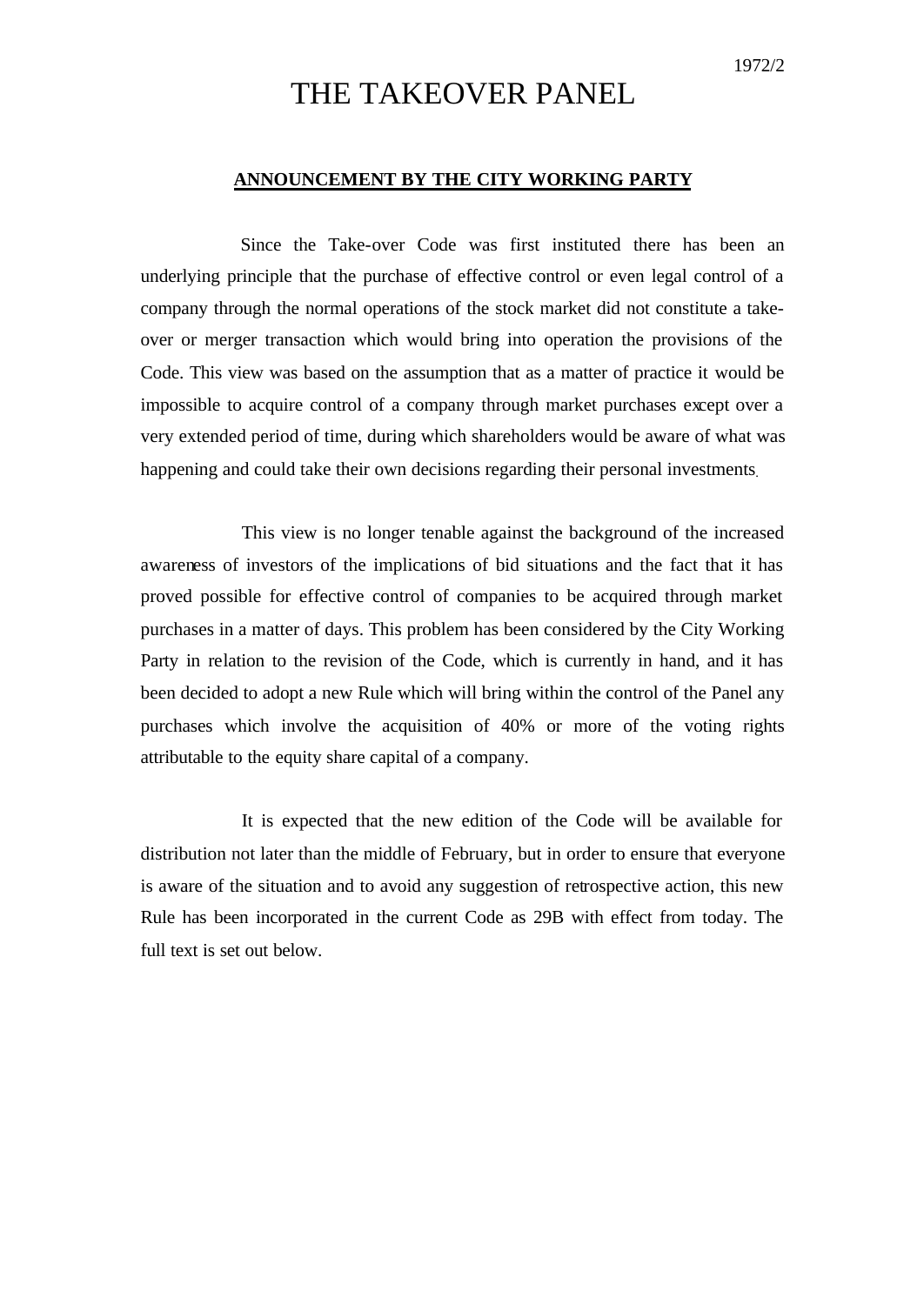1972/2

# THE TAKEOVER PANEL

## ANNOUNCEMENT BY THE CITY WORKING PARTY

Since the Take-over Code was first instituted there has been an underlying principle that the purchase of effective control or even legal control of a company through the normal operations of the stock market did not constitute a take-over or merger transaction which would bring into operation the provisions of the Code. This view was based on the assumption that as a matter of practice it would be impossible to acquire control of a company through market purchases except over a very extended period of time, during which shareholders would be aware of what was happening and could take their own decisions regarding their personal investments.

This view is no longer tenable against the background of the increased awareness of investors of the implications of bid situations and the fact that it has proved possible for effective control of companies to be acquired through market purchases in a matter of days. This problem has been considered by the City Working Party in relation to the revision of the Code, which is currently in hand, and it has been decided to adopt a new Rule which will bring within the control of the Panel any purchases which involve the acquisition of 40% or more of the voting rights attributable to the equity share capital of a company.

It is expected that the new edition of the Code will be available for distribution not later than the middle of February, but in order to ensure that everyone is aware of the situation and to avoid any suggestion of retrospective action, this new Rule has been incorporated in the current Code as 29B with effect from today. The full text is set out below.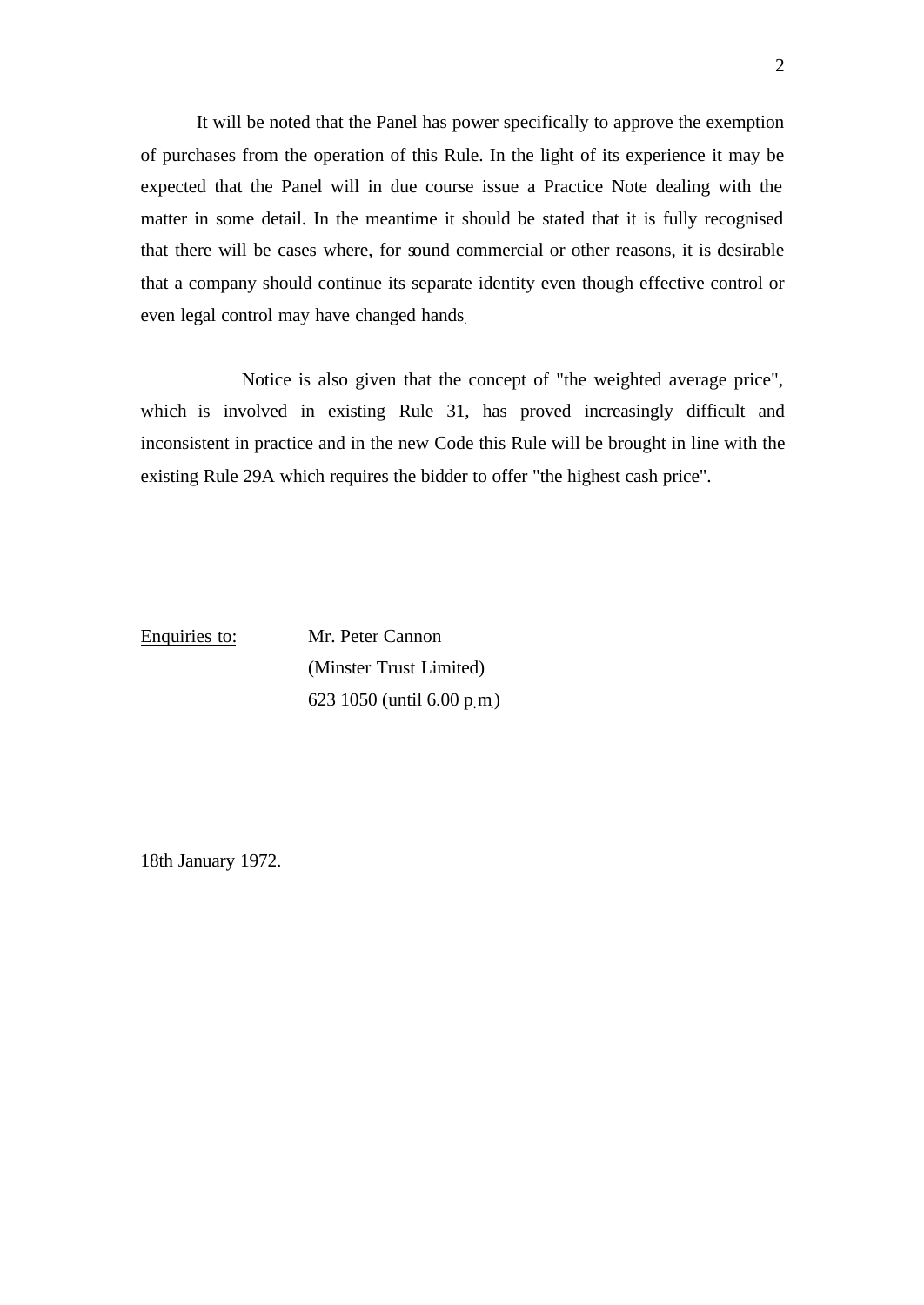It will be noted that the Panel has power specifically to approve the exemption of purchases from the operation of this Rule. In the light of its experience it may be expected that the Panel will in due course issue a Practice Note dealing with the matter in some detail. In the meantime it should be stated that it is fully recognised that there will be cases where, for sound commercial or other reasons, it is desirable that a company should continue its separate identity even though effective control or even legal control may have changed hands.

Notice is also given that the concept of "the weighted average price", which is involved in existing Rule 31, has proved increasingly difficult and inconsistent in practice and in the new Code this Rule will be brought in line with the existing Rule 29A which requires the bidder to offer "the highest cash price".

Enquiries to: Mr. Peter Cannon
(Minster Trust Limited)
623 1050 (until 6.00 p.m.)

18th January 1972.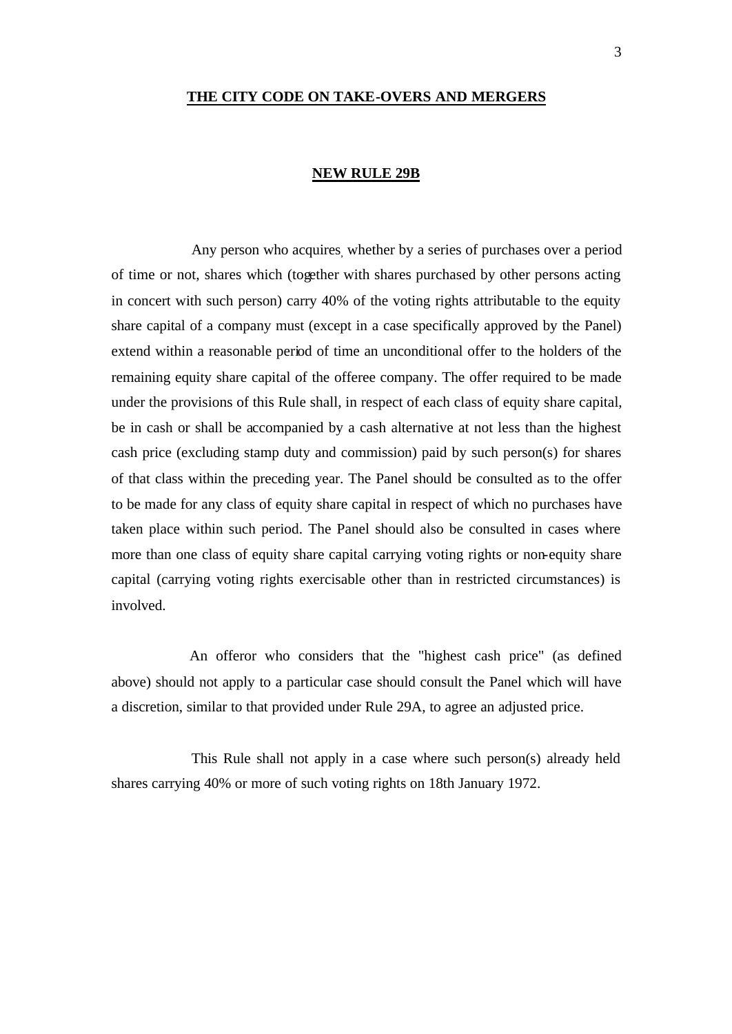# THE CITY CODE ON TAKE-OVERS AND MERGERS

## NEW RULE 29B

Any person who acquires, whether by a series of purchases over a period of time or not, shares which (together with shares purchased by other persons acting in concert with such person) carry 40% of the voting rights attributable to the equity share capital of a company must (except in a case specifically approved by the Panel) extend within a reasonable period of time an unconditional offer to the holders of the remaining equity share capital of the offeree company. The offer required to be made under the provisions of this Rule shall, in respect of each class of equity share capital, be in cash or shall be accompanied by a cash alternative at not less than the highest cash price (excluding stamp duty and commission) paid by such person(s) for shares of that class within the preceding year. The Panel should be consulted as to the offer to be made for any class of equity share capital in respect of which no purchases have taken place within such period. The Panel should also be consulted in cases where more than one class of equity share capital carrying voting rights or non-equity share capital (carrying voting rights exercisable other than in restricted circumstances) is involved.

An offeror who considers that the "highest cash price" (as defined above) should not apply to a particular case should consult the Panel which will have a discretion, similar to that provided under Rule 29A, to agree an adjusted price.

This Rule shall not apply in a case where such person(s) already held shares carrying 40% or more of such voting rights on 18th January 1972.